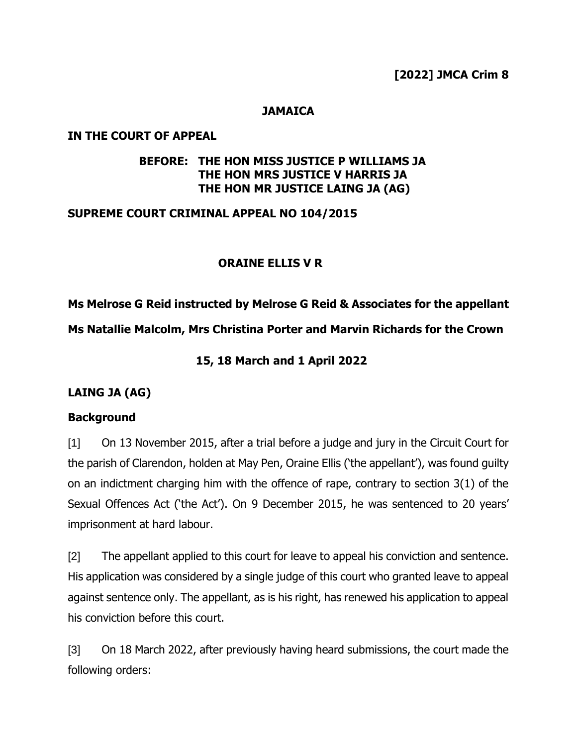**[2022] JMCA Crim 8**

**JAMAICA**

**IN THE COURT OF APPEAL**

**BEFORE: THE HON MISS JUSTICE P WILLIAMS JA**
**THE HON MRS JUSTICE V HARRIS JA**
**THE HON MR JUSTICE LAING JA (AG)**

**SUPREME COURT CRIMINAL APPEAL NO 104/2015**

**ORAINE ELLIS V R**

**Ms Melrose G Reid instructed by Melrose G Reid & Associates for the appellant**

**Ms Natallie Malcolm, Mrs Christina Porter and Marvin Richards for the Crown**

**15, 18 March and 1 April 2022**

**LAING JA (AG)**

**Background**

[1] On 13 November 2015, after a trial before a judge and jury in the Circuit Court for the parish of Clarendon, holden at May Pen, Oraine Ellis ('the appellant'), was found guilty on an indictment charging him with the offence of rape, contrary to section 3(1) of the Sexual Offences Act ('the Act'). On 9 December 2015, he was sentenced to 20 years' imprisonment at hard labour.

[2] The appellant applied to this court for leave to appeal his conviction and sentence. His application was considered by a single judge of this court who granted leave to appeal against sentence only. The appellant, as is his right, has renewed his application to appeal his conviction before this court.

[3] On 18 March 2022, after previously having heard submissions, the court made the following orders: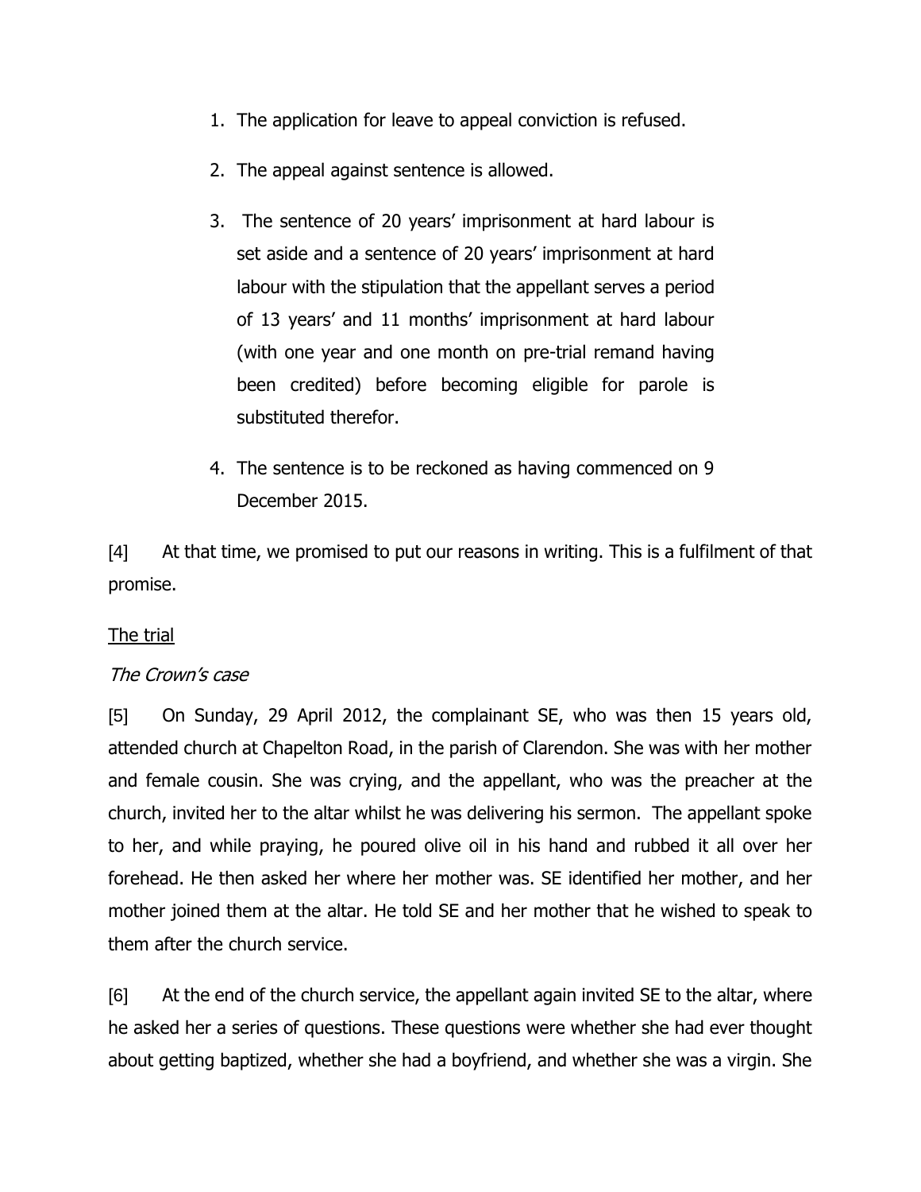1. The application for leave to appeal conviction is refused.

2. The appeal against sentence is allowed.

3. The sentence of 20 years' imprisonment at hard labour is set aside and a sentence of 20 years' imprisonment at hard labour with the stipulation that the appellant serves a period of 13 years' and 11 months' imprisonment at hard labour (with one year and one month on pre-trial remand having been credited) before becoming eligible for parole is substituted therefor.

4. The sentence is to be reckoned as having commenced on 9 December 2015.

[4] At that time, we promised to put our reasons in writing. This is a fulfilment of that promise.

<u>The trial</u>

*The Crown's case*

[5] On Sunday, 29 April 2012, the complainant SE, who was then 15 years old, attended church at Chapelton Road, in the parish of Clarendon. She was with her mother and female cousin. She was crying, and the appellant, who was the preacher at the church, invited her to the altar whilst he was delivering his sermon. The appellant spoke to her, and while praying, he poured olive oil in his hand and rubbed it all over her forehead. He then asked her where her mother was. SE identified her mother, and her mother joined them at the altar. He told SE and her mother that he wished to speak to them after the church service.

[6] At the end of the church service, the appellant again invited SE to the altar, where he asked her a series of questions. These questions were whether she had ever thought about getting baptized, whether she had a boyfriend, and whether she was a virgin. She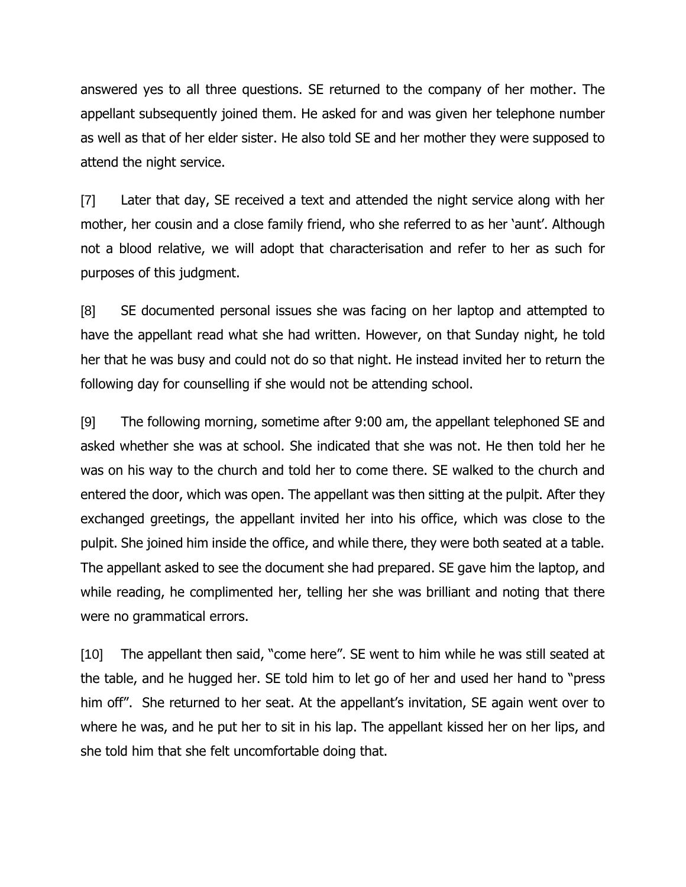answered yes to all three questions. SE returned to the company of her mother. The appellant subsequently joined them. He asked for and was given her telephone number as well as that of her elder sister. He also told SE and her mother they were supposed to attend the night service.

[7] Later that day, SE received a text and attended the night service along with her mother, her cousin and a close family friend, who she referred to as her 'aunt'. Although not a blood relative, we will adopt that characterisation and refer to her as such for purposes of this judgment.

[8] SE documented personal issues she was facing on her laptop and attempted to have the appellant read what she had written. However, on that Sunday night, he told her that he was busy and could not do so that night. He instead invited her to return the following day for counselling if she would not be attending school.

[9] The following morning, sometime after 9:00 am, the appellant telephoned SE and asked whether she was at school. She indicated that she was not. He then told her he was on his way to the church and told her to come there. SE walked to the church and entered the door, which was open. The appellant was then sitting at the pulpit. After they exchanged greetings, the appellant invited her into his office, which was close to the pulpit. She joined him inside the office, and while there, they were both seated at a table. The appellant asked to see the document she had prepared. SE gave him the laptop, and while reading, he complimented her, telling her she was brilliant and noting that there were no grammatical errors.

[10] The appellant then said, "come here". SE went to him while he was still seated at the table, and he hugged her. SE told him to let go of her and used her hand to "press him off". She returned to her seat. At the appellant's invitation, SE again went over to where he was, and he put her to sit in his lap. The appellant kissed her on her lips, and she told him that she felt uncomfortable doing that.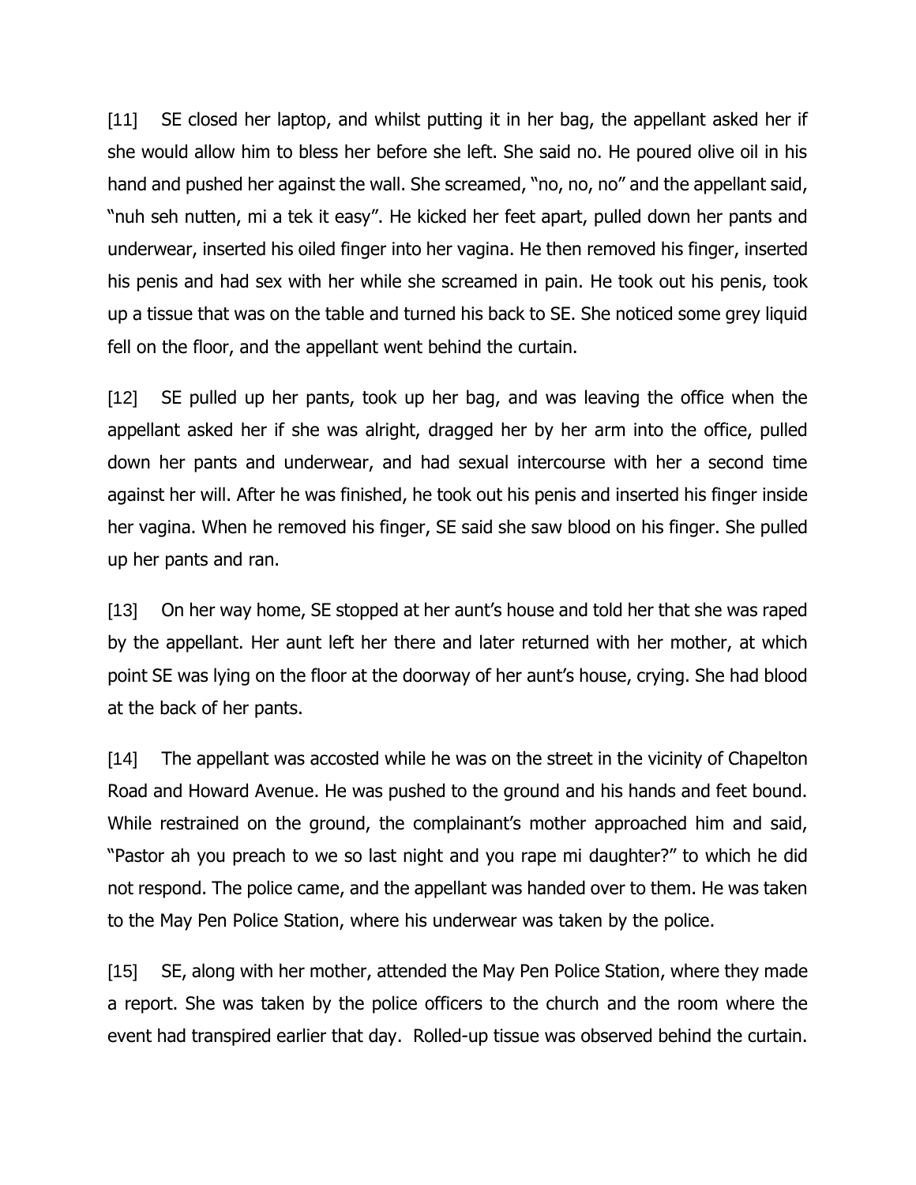[11] SE closed her laptop, and whilst putting it in her bag, the appellant asked her if she would allow him to bless her before she left. She said no. He poured olive oil in his hand and pushed her against the wall. She screamed, "no, no, no" and the appellant said, "nuh seh nutten, mi a tek it easy". He kicked her feet apart, pulled down her pants and underwear, inserted his oiled finger into her vagina. He then removed his finger, inserted his penis and had sex with her while she screamed in pain. He took out his penis, took up a tissue that was on the table and turned his back to SE. She noticed some grey liquid fell on the floor, and the appellant went behind the curtain.

[12] SE pulled up her pants, took up her bag, and was leaving the office when the appellant asked her if she was alright, dragged her by her arm into the office, pulled down her pants and underwear, and had sexual intercourse with her a second time against her will. After he was finished, he took out his penis and inserted his finger inside her vagina. When he removed his finger, SE said she saw blood on his finger. She pulled up her pants and ran.

[13] On her way home, SE stopped at her aunt's house and told her that she was raped by the appellant. Her aunt left her there and later returned with her mother, at which point SE was lying on the floor at the doorway of her aunt's house, crying. She had blood at the back of her pants.

[14] The appellant was accosted while he was on the street in the vicinity of Chapelton Road and Howard Avenue. He was pushed to the ground and his hands and feet bound. While restrained on the ground, the complainant's mother approached him and said, "Pastor ah you preach to we so last night and you rape mi daughter?" to which he did not respond. The police came, and the appellant was handed over to them. He was taken to the May Pen Police Station, where his underwear was taken by the police.

[15] SE, along with her mother, attended the May Pen Police Station, where they made a report. She was taken by the police officers to the church and the room where the event had transpired earlier that day. Rolled-up tissue was observed behind the curtain.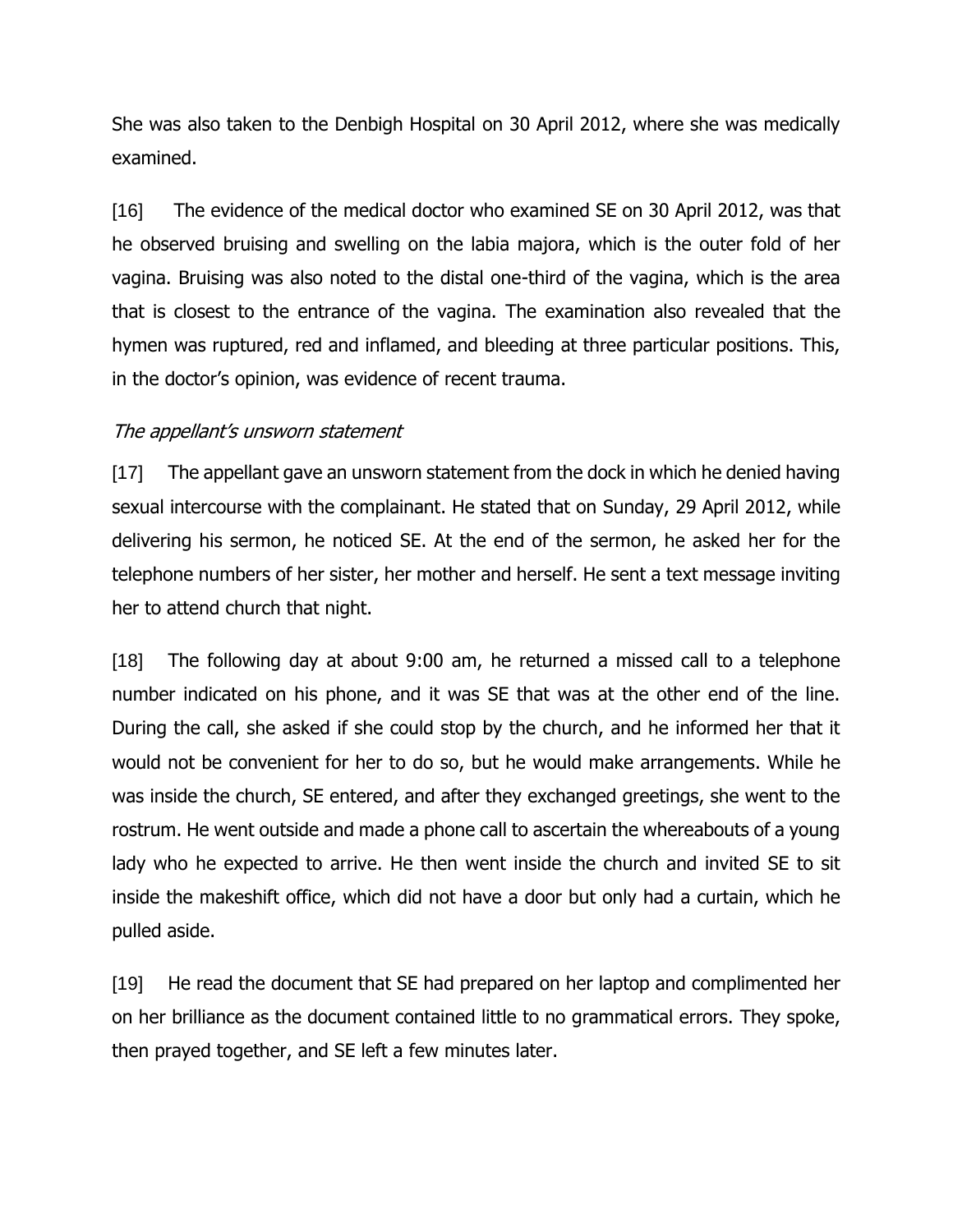She was also taken to the Denbigh Hospital on 30 April 2012, where she was medically examined.

[16] The evidence of the medical doctor who examined SE on 30 April 2012, was that he observed bruising and swelling on the labia majora, which is the outer fold of her vagina. Bruising was also noted to the distal one-third of the vagina, which is the area that is closest to the entrance of the vagina. The examination also revealed that the hymen was ruptured, red and inflamed, and bleeding at three particular positions. This, in the doctor's opinion, was evidence of recent trauma.

*The appellant's unsworn statement*

[17] The appellant gave an unsworn statement from the dock in which he denied having sexual intercourse with the complainant. He stated that on Sunday, 29 April 2012, while delivering his sermon, he noticed SE. At the end of the sermon, he asked her for the telephone numbers of her sister, her mother and herself. He sent a text message inviting her to attend church that night.

[18] The following day at about 9:00 am, he returned a missed call to a telephone number indicated on his phone, and it was SE that was at the other end of the line. During the call, she asked if she could stop by the church, and he informed her that it would not be convenient for her to do so, but he would make arrangements. While he was inside the church, SE entered, and after they exchanged greetings, she went to the rostrum. He went outside and made a phone call to ascertain the whereabouts of a young lady who he expected to arrive. He then went inside the church and invited SE to sit inside the makeshift office, which did not have a door but only had a curtain, which he pulled aside.

[19] He read the document that SE had prepared on her laptop and complimented her on her brilliance as the document contained little to no grammatical errors. They spoke, then prayed together, and SE left a few minutes later.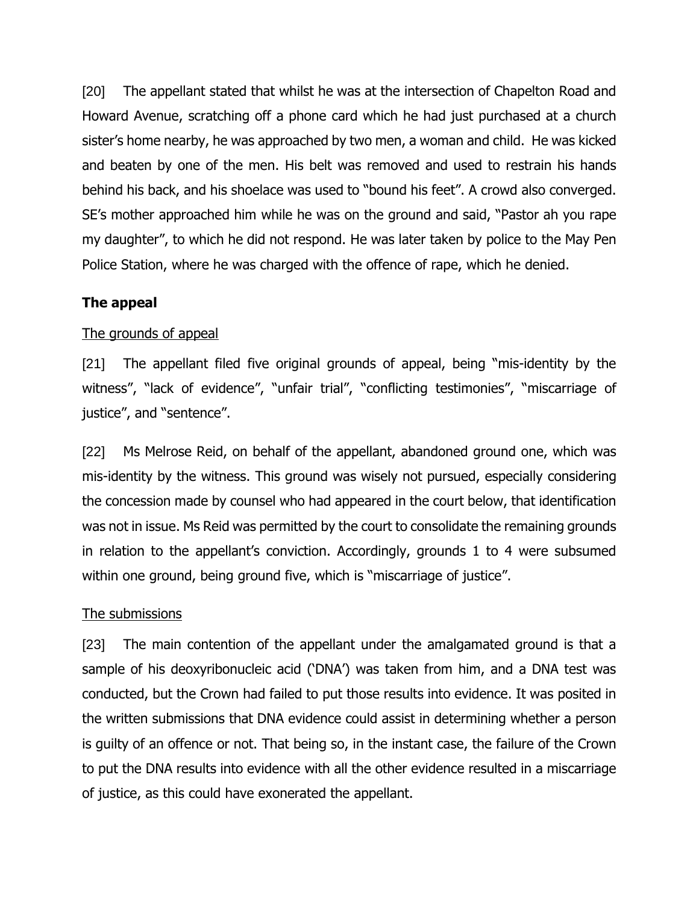[20] The appellant stated that whilst he was at the intersection of Chapelton Road and Howard Avenue, scratching off a phone card which he had just purchased at a church sister's home nearby, he was approached by two men, a woman and child. He was kicked and beaten by one of the men. His belt was removed and used to restrain his hands behind his back, and his shoelace was used to "bound his feet". A crowd also converged. SE's mother approached him while he was on the ground and said, "Pastor ah you rape my daughter", to which he did not respond. He was later taken by police to the May Pen Police Station, where he was charged with the offence of rape, which he denied.

## The appeal

### The grounds of appeal

[21] The appellant filed five original grounds of appeal, being "mis-identity by the witness", "lack of evidence", "unfair trial", "conflicting testimonies", "miscarriage of justice", and "sentence".

[22] Ms Melrose Reid, on behalf of the appellant, abandoned ground one, which was mis-identity by the witness. This ground was wisely not pursued, especially considering the concession made by counsel who had appeared in the court below, that identification was not in issue. Ms Reid was permitted by the court to consolidate the remaining grounds in relation to the appellant's conviction. Accordingly, grounds 1 to 4 were subsumed within one ground, being ground five, which is "miscarriage of justice".

### The submissions

[23] The main contention of the appellant under the amalgamated ground is that a sample of his deoxyribonucleic acid ('DNA') was taken from him, and a DNA test was conducted, but the Crown had failed to put those results into evidence. It was posited in the written submissions that DNA evidence could assist in determining whether a person is guilty of an offence or not. That being so, in the instant case, the failure of the Crown to put the DNA results into evidence with all the other evidence resulted in a miscarriage of justice, as this could have exonerated the appellant.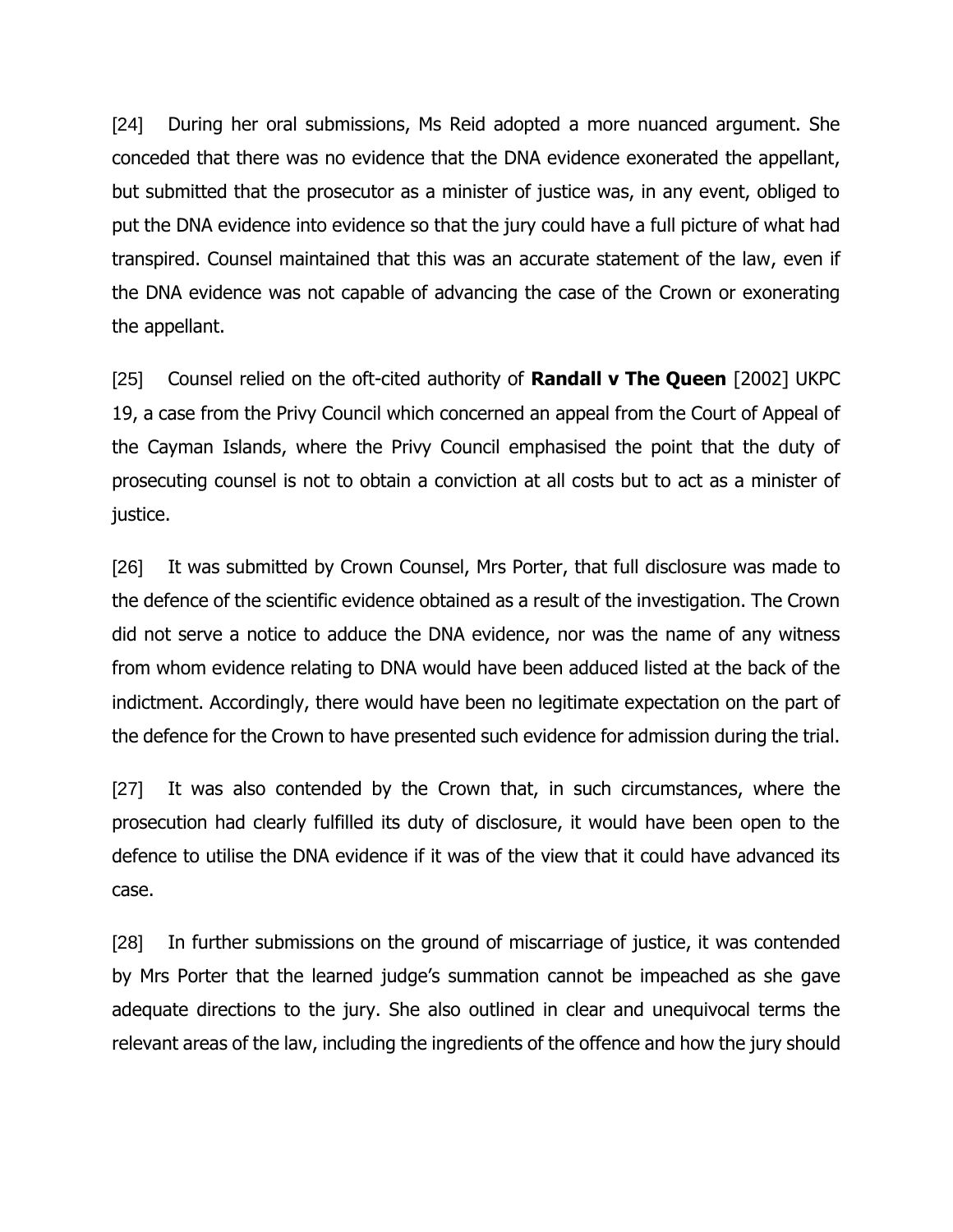[24] During her oral submissions, Ms Reid adopted a more nuanced argument. She conceded that there was no evidence that the DNA evidence exonerated the appellant, but submitted that the prosecutor as a minister of justice was, in any event, obliged to put the DNA evidence into evidence so that the jury could have a full picture of what had transpired. Counsel maintained that this was an accurate statement of the law, even if the DNA evidence was not capable of advancing the case of the Crown or exonerating the appellant.

[25] Counsel relied on the oft-cited authority of **Randall v The Queen** [2002] UKPC 19, a case from the Privy Council which concerned an appeal from the Court of Appeal of the Cayman Islands, where the Privy Council emphasised the point that the duty of prosecuting counsel is not to obtain a conviction at all costs but to act as a minister of justice.

[26] It was submitted by Crown Counsel, Mrs Porter, that full disclosure was made to the defence of the scientific evidence obtained as a result of the investigation. The Crown did not serve a notice to adduce the DNA evidence, nor was the name of any witness from whom evidence relating to DNA would have been adduced listed at the back of the indictment. Accordingly, there would have been no legitimate expectation on the part of the defence for the Crown to have presented such evidence for admission during the trial.

[27] It was also contended by the Crown that, in such circumstances, where the prosecution had clearly fulfilled its duty of disclosure, it would have been open to the defence to utilise the DNA evidence if it was of the view that it could have advanced its case.

[28] In further submissions on the ground of miscarriage of justice, it was contended by Mrs Porter that the learned judge's summation cannot be impeached as she gave adequate directions to the jury. She also outlined in clear and unequivocal terms the relevant areas of the law, including the ingredients of the offence and how the jury should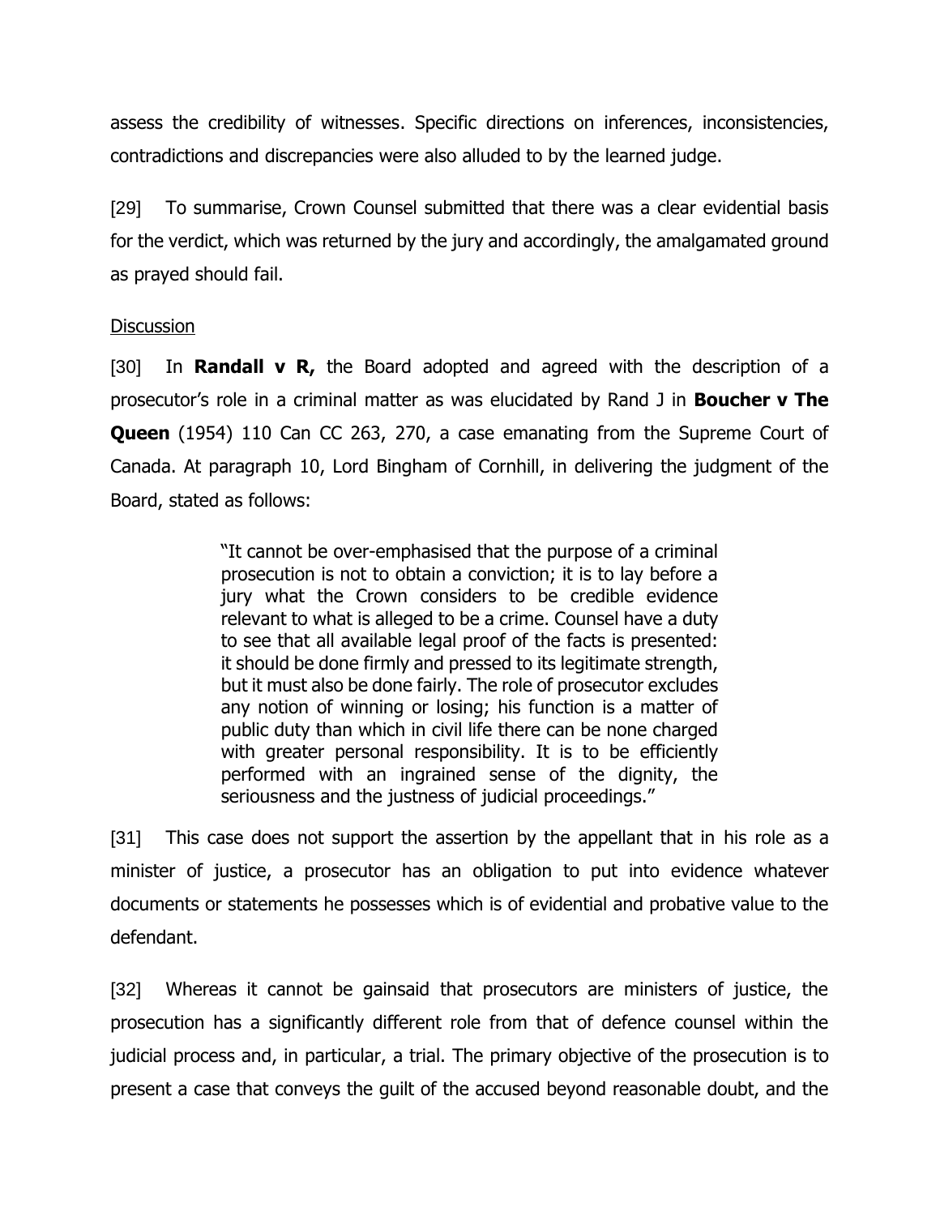assess the credibility of witnesses. Specific directions on inferences, inconsistencies, contradictions and discrepancies were also alluded to by the learned judge.

[29] To summarise, Crown Counsel submitted that there was a clear evidential basis for the verdict, which was returned by the jury and accordingly, the amalgamated ground as prayed should fail.

Discussion

[30] In **Randall v R,** the Board adopted and agreed with the description of a prosecutor's role in a criminal matter as was elucidated by Rand J in **Boucher v The Queen** (1954) 110 Can CC 263, 270, a case emanating from the Supreme Court of Canada. At paragraph 10, Lord Bingham of Cornhill, in delivering the judgment of the Board, stated as follows:

> "It cannot be over-emphasised that the purpose of a criminal prosecution is not to obtain a conviction; it is to lay before a jury what the Crown considers to be credible evidence relevant to what is alleged to be a crime. Counsel have a duty to see that all available legal proof of the facts is presented: it should be done firmly and pressed to its legitimate strength, but it must also be done fairly. The role of prosecutor excludes any notion of winning or losing; his function is a matter of public duty than which in civil life there can be none charged with greater personal responsibility. It is to be efficiently performed with an ingrained sense of the dignity, the seriousness and the justness of judicial proceedings."

[31] This case does not support the assertion by the appellant that in his role as a minister of justice, a prosecutor has an obligation to put into evidence whatever documents or statements he possesses which is of evidential and probative value to the defendant.

[32] Whereas it cannot be gainsaid that prosecutors are ministers of justice, the prosecution has a significantly different role from that of defence counsel within the judicial process and, in particular, a trial. The primary objective of the prosecution is to present a case that conveys the guilt of the accused beyond reasonable doubt, and the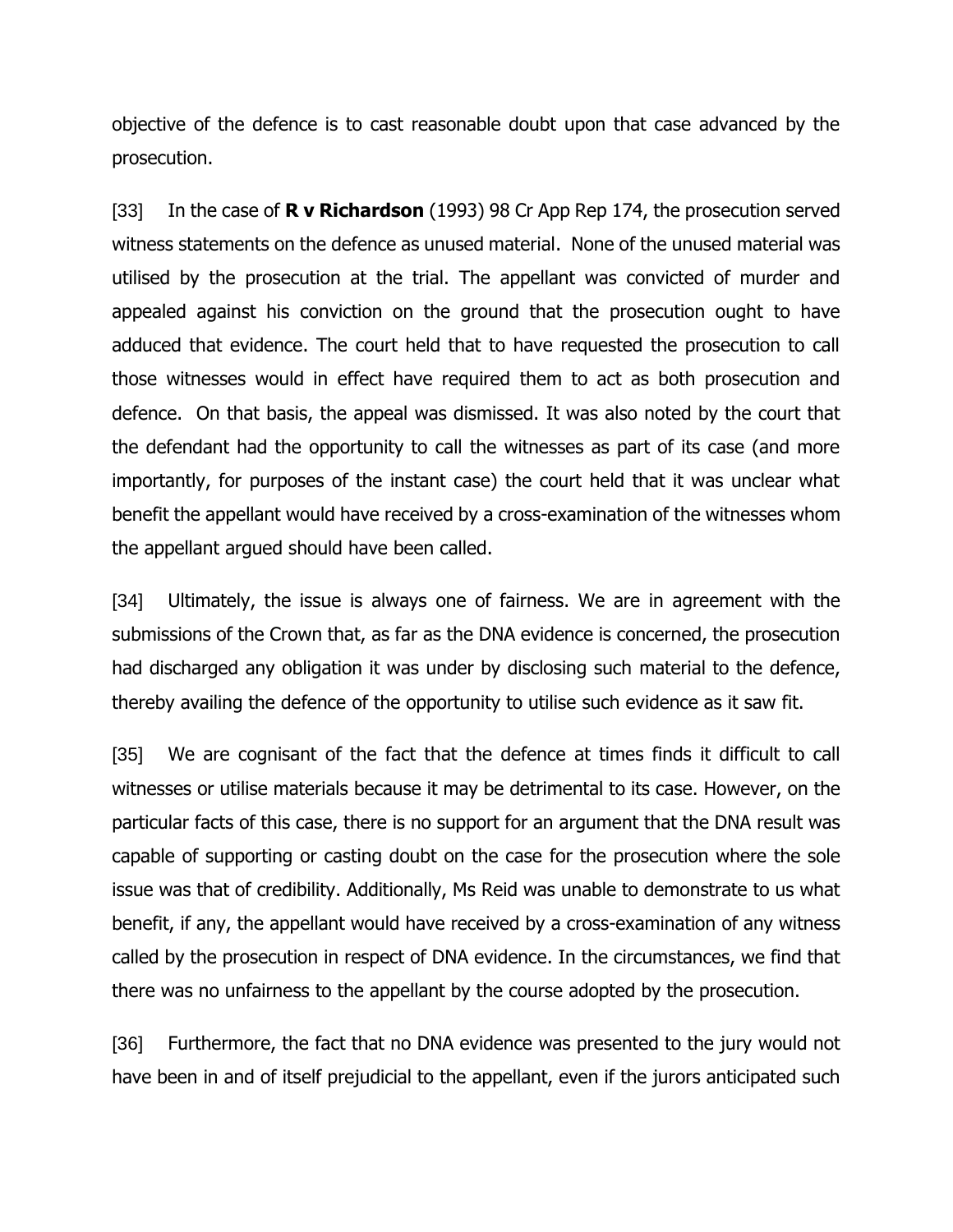objective of the defence is to cast reasonable doubt upon that case advanced by the prosecution.

[33] In the case of **R v Richardson** (1993) 98 Cr App Rep 174, the prosecution served witness statements on the defence as unused material. None of the unused material was utilised by the prosecution at the trial. The appellant was convicted of murder and appealed against his conviction on the ground that the prosecution ought to have adduced that evidence. The court held that to have requested the prosecution to call those witnesses would in effect have required them to act as both prosecution and defence. On that basis, the appeal was dismissed. It was also noted by the court that the defendant had the opportunity to call the witnesses as part of its case (and more importantly, for purposes of the instant case) the court held that it was unclear what benefit the appellant would have received by a cross-examination of the witnesses whom the appellant argued should have been called.

[34] Ultimately, the issue is always one of fairness. We are in agreement with the submissions of the Crown that, as far as the DNA evidence is concerned, the prosecution had discharged any obligation it was under by disclosing such material to the defence, thereby availing the defence of the opportunity to utilise such evidence as it saw fit.

[35] We are cognisant of the fact that the defence at times finds it difficult to call witnesses or utilise materials because it may be detrimental to its case. However, on the particular facts of this case, there is no support for an argument that the DNA result was capable of supporting or casting doubt on the case for the prosecution where the sole issue was that of credibility. Additionally, Ms Reid was unable to demonstrate to us what benefit, if any, the appellant would have received by a cross-examination of any witness called by the prosecution in respect of DNA evidence. In the circumstances, we find that there was no unfairness to the appellant by the course adopted by the prosecution.

[36] Furthermore, the fact that no DNA evidence was presented to the jury would not have been in and of itself prejudicial to the appellant, even if the jurors anticipated such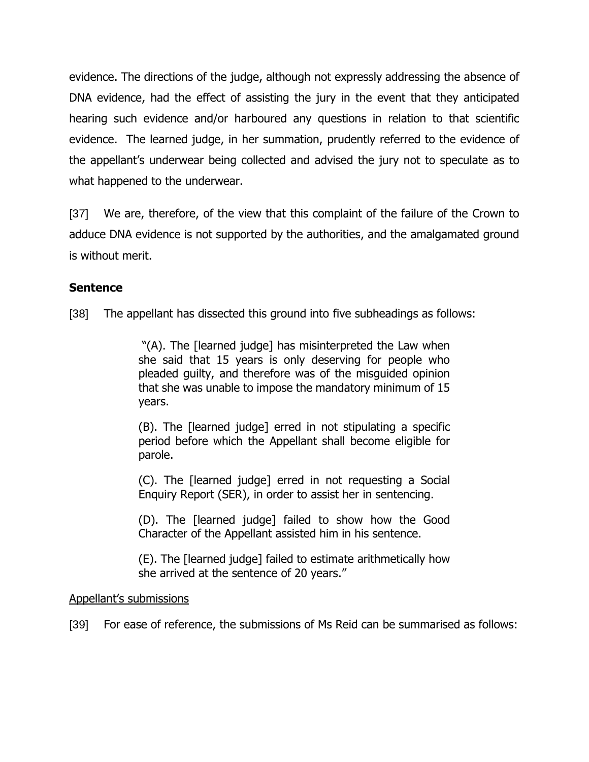evidence. The directions of the judge, although not expressly addressing the absence of DNA evidence, had the effect of assisting the jury in the event that they anticipated hearing such evidence and/or harboured any questions in relation to that scientific evidence. The learned judge, in her summation, prudently referred to the evidence of the appellant's underwear being collected and advised the jury not to speculate as to what happened to the underwear.

[37] We are, therefore, of the view that this complaint of the failure of the Crown to adduce DNA evidence is not supported by the authorities, and the amalgamated ground is without merit.

## Sentence

[38] The appellant has dissected this ground into five subheadings as follows:

> "(A). The [learned judge] has misinterpreted the Law when she said that 15 years is only deserving for people who pleaded guilty, and therefore was of the misguided opinion that she was unable to impose the mandatory minimum of 15 years.
>
> (B). The [learned judge] erred in not stipulating a specific period before which the Appellant shall become eligible for parole.
>
> (C). The [learned judge] erred in not requesting a Social Enquiry Report (SER), in order to assist her in sentencing.
>
> (D). The [learned judge] failed to show how the Good Character of the Appellant assisted him in his sentence.
>
> (E). The [learned judge] failed to estimate arithmetically how she arrived at the sentence of 20 years."

<u>Appellant's submissions</u>

[39] For ease of reference, the submissions of Ms Reid can be summarised as follows: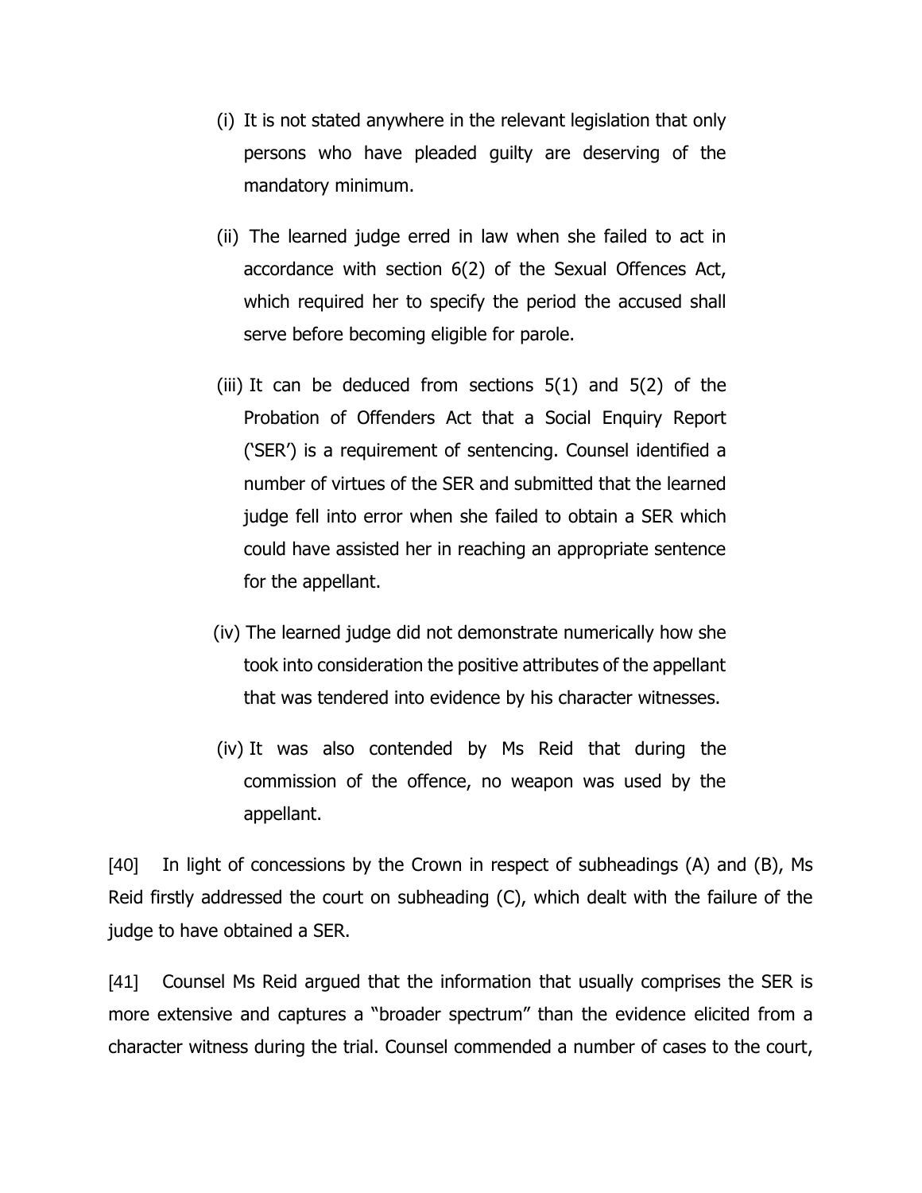(i) It is not stated anywhere in the relevant legislation that only persons who have pleaded guilty are deserving of the mandatory minimum.

(ii) The learned judge erred in law when she failed to act in accordance with section 6(2) of the Sexual Offences Act, which required her to specify the period the accused shall serve before becoming eligible for parole.

(iii) It can be deduced from sections 5(1) and 5(2) of the Probation of Offenders Act that a Social Enquiry Report ('SER') is a requirement of sentencing. Counsel identified a number of virtues of the SER and submitted that the learned judge fell into error when she failed to obtain a SER which could have assisted her in reaching an appropriate sentence for the appellant.

(iv) The learned judge did not demonstrate numerically how she took into consideration the positive attributes of the appellant that was tendered into evidence by his character witnesses.

(iv) It was also contended by Ms Reid that during the commission of the offence, no weapon was used by the appellant.

[40] In light of concessions by the Crown in respect of subheadings (A) and (B), Ms Reid firstly addressed the court on subheading (C), which dealt with the failure of the judge to have obtained a SER.

[41] Counsel Ms Reid argued that the information that usually comprises the SER is more extensive and captures a "broader spectrum" than the evidence elicited from a character witness during the trial. Counsel commended a number of cases to the court,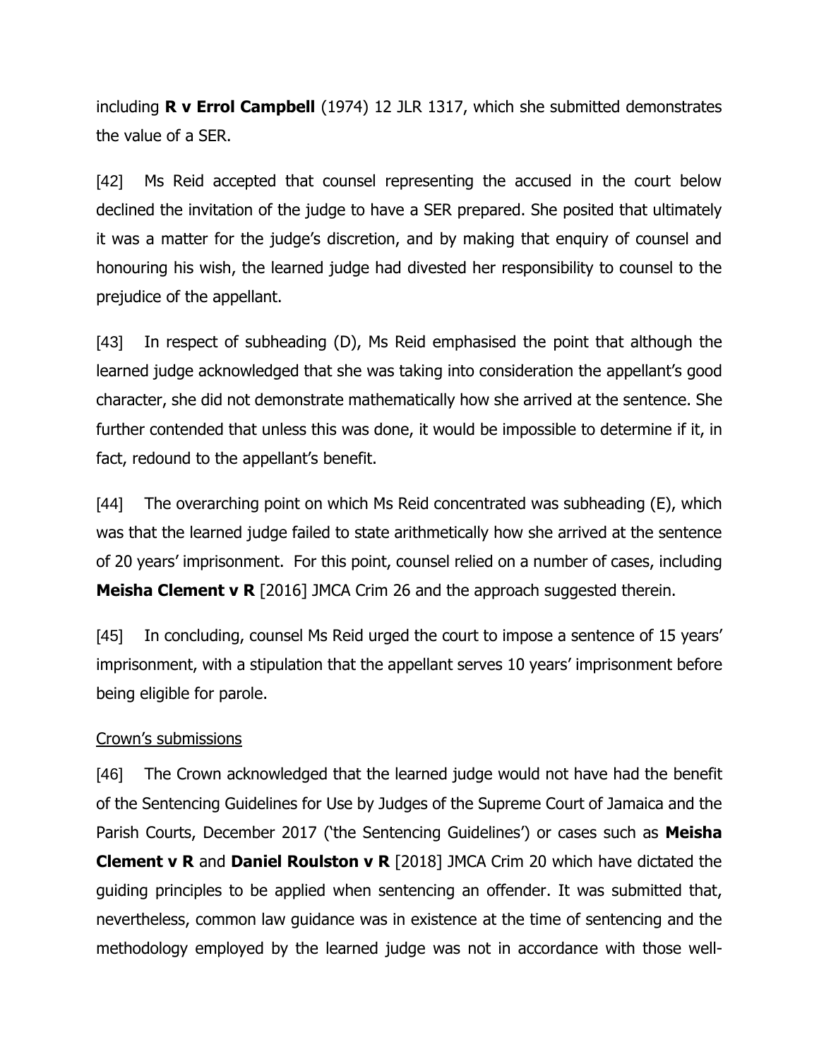including **R v Errol Campbell** (1974) 12 JLR 1317, which she submitted demonstrates the value of a SER.

[42] Ms Reid accepted that counsel representing the accused in the court below declined the invitation of the judge to have a SER prepared. She posited that ultimately it was a matter for the judge's discretion, and by making that enquiry of counsel and honouring his wish, the learned judge had divested her responsibility to counsel to the prejudice of the appellant.

[43] In respect of subheading (D), Ms Reid emphasised the point that although the learned judge acknowledged that she was taking into consideration the appellant's good character, she did not demonstrate mathematically how she arrived at the sentence. She further contended that unless this was done, it would be impossible to determine if it, in fact, redound to the appellant's benefit.

[44] The overarching point on which Ms Reid concentrated was subheading (E), which was that the learned judge failed to state arithmetically how she arrived at the sentence of 20 years' imprisonment. For this point, counsel relied on a number of cases, including **Meisha Clement v R** [2016] JMCA Crim 26 and the approach suggested therein.

[45] In concluding, counsel Ms Reid urged the court to impose a sentence of 15 years' imprisonment, with a stipulation that the appellant serves 10 years' imprisonment before being eligible for parole.

Crown's submissions

[46] The Crown acknowledged that the learned judge would not have had the benefit of the Sentencing Guidelines for Use by Judges of the Supreme Court of Jamaica and the Parish Courts, December 2017 ('the Sentencing Guidelines') or cases such as **Meisha Clement v R** and **Daniel Roulston v R** [2018] JMCA Crim 20 which have dictated the guiding principles to be applied when sentencing an offender. It was submitted that, nevertheless, common law guidance was in existence at the time of sentencing and the methodology employed by the learned judge was not in accordance with those well-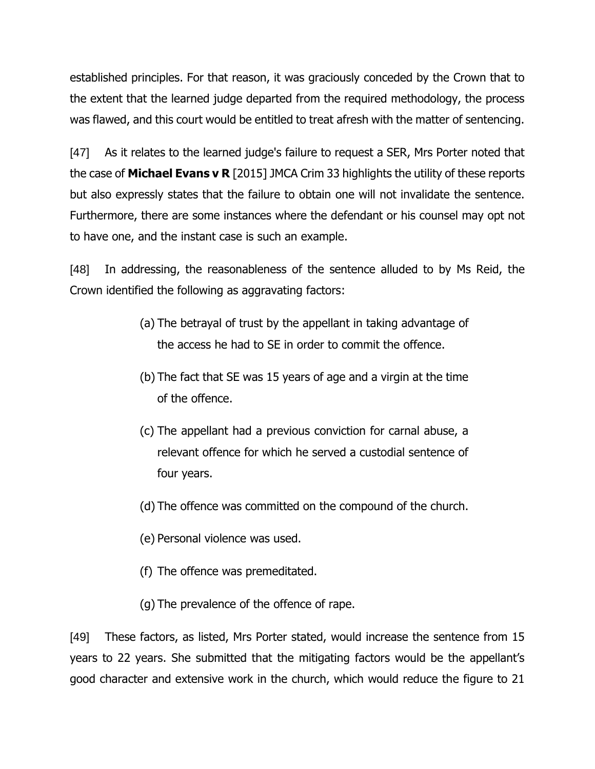established principles. For that reason, it was graciously conceded by the Crown that to the extent that the learned judge departed from the required methodology, the process was flawed, and this court would be entitled to treat afresh with the matter of sentencing.

[47] As it relates to the learned judge's failure to request a SER, Mrs Porter noted that the case of **Michael Evans v R** [2015] JMCA Crim 33 highlights the utility of these reports but also expressly states that the failure to obtain one will not invalidate the sentence. Furthermore, there are some instances where the defendant or his counsel may opt not to have one, and the instant case is such an example.

[48] In addressing, the reasonableness of the sentence alluded to by Ms Reid, the Crown identified the following as aggravating factors:

(a) The betrayal of trust by the appellant in taking advantage of the access he had to SE in order to commit the offence.

(b) The fact that SE was 15 years of age and a virgin at the time of the offence.

(c) The appellant had a previous conviction for carnal abuse, a relevant offence for which he served a custodial sentence of four years.

(d) The offence was committed on the compound of the church.

(e) Personal violence was used.

(f) The offence was premeditated.

(g) The prevalence of the offence of rape.

[49] These factors, as listed, Mrs Porter stated, would increase the sentence from 15 years to 22 years. She submitted that the mitigating factors would be the appellant's good character and extensive work in the church, which would reduce the figure to 21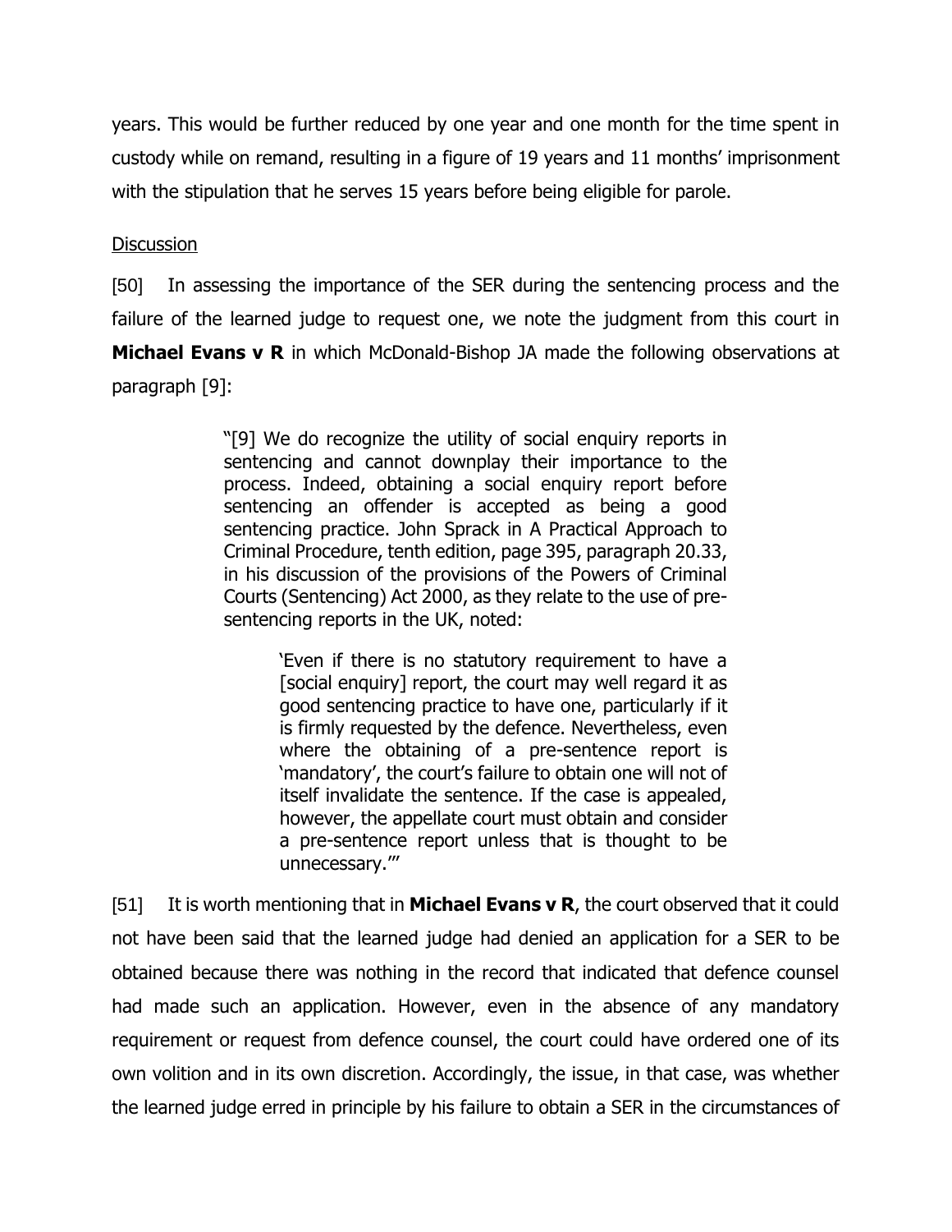years. This would be further reduced by one year and one month for the time spent in custody while on remand, resulting in a figure of 19 years and 11 months' imprisonment with the stipulation that he serves 15 years before being eligible for parole.

<u>Discussion</u>

[50] In assessing the importance of the SER during the sentencing process and the failure of the learned judge to request one, we note the judgment from this court in **Michael Evans v R** in which McDonald-Bishop JA made the following observations at paragraph [9]:

> "[9] We do recognize the utility of social enquiry reports in sentencing and cannot downplay their importance to the process. Indeed, obtaining a social enquiry report before sentencing an offender is accepted as being a good sentencing practice. John Sprack in A Practical Approach to Criminal Procedure, tenth edition, page 395, paragraph 20.33, in his discussion of the provisions of the Powers of Criminal Courts (Sentencing) Act 2000, as they relate to the use of pre-sentencing reports in the UK, noted:
>
> > 'Even if there is no statutory requirement to have a [social enquiry] report, the court may well regard it as good sentencing practice to have one, particularly if it is firmly requested by the defence. Nevertheless, even where the obtaining of a pre-sentence report is 'mandatory', the court's failure to obtain one will not of itself invalidate the sentence. If the case is appealed, however, the appellate court must obtain and consider a pre-sentence report unless that is thought to be unnecessary.'"

[51] It is worth mentioning that in **Michael Evans v R**, the court observed that it could not have been said that the learned judge had denied an application for a SER to be obtained because there was nothing in the record that indicated that defence counsel had made such an application. However, even in the absence of any mandatory requirement or request from defence counsel, the court could have ordered one of its own volition and in its own discretion. Accordingly, the issue, in that case, was whether the learned judge erred in principle by his failure to obtain a SER in the circumstances of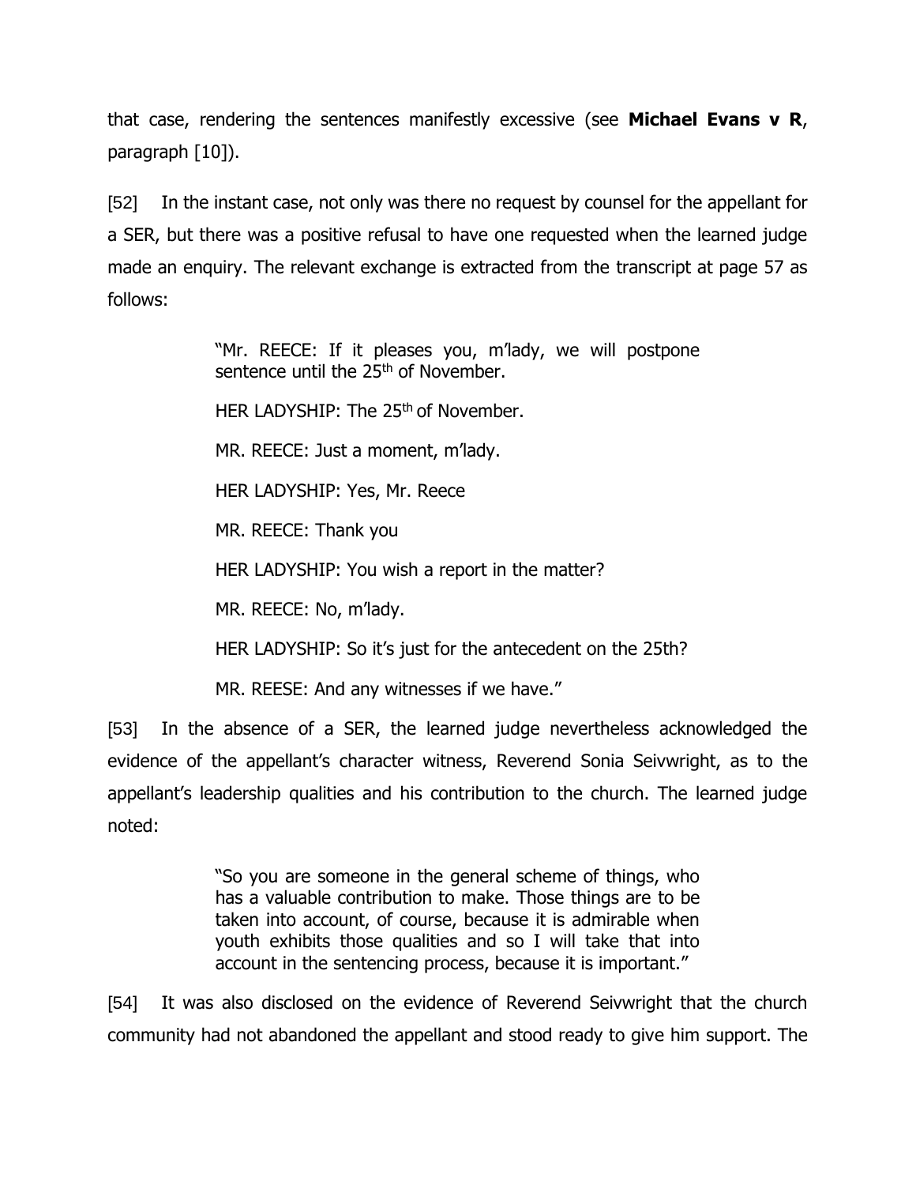that case, rendering the sentences manifestly excessive (see **Michael Evans v R**, paragraph [10]).

[52] In the instant case, not only was there no request by counsel for the appellant for a SER, but there was a positive refusal to have one requested when the learned judge made an enquiry. The relevant exchange is extracted from the transcript at page 57 as follows:

> "Mr. REECE: If it pleases you, m'lady, we will postpone sentence until the 25th of November.
>
> HER LADYSHIP: The 25th of November.
>
> MR. REECE: Just a moment, m'lady.
>
> HER LADYSHIP: Yes, Mr. Reece
>
> MR. REECE: Thank you
>
> HER LADYSHIP: You wish a report in the matter?
>
> MR. REECE: No, m'lady.
>
> HER LADYSHIP: So it's just for the antecedent on the 25th?
>
> MR. REESE: And any witnesses if we have."

[53] In the absence of a SER, the learned judge nevertheless acknowledged the evidence of the appellant's character witness, Reverend Sonia Seivwright, as to the appellant's leadership qualities and his contribution to the church. The learned judge noted:

> "So you are someone in the general scheme of things, who has a valuable contribution to make. Those things are to be taken into account, of course, because it is admirable when youth exhibits those qualities and so I will take that into account in the sentencing process, because it is important."

[54] It was also disclosed on the evidence of Reverend Seivwright that the church community had not abandoned the appellant and stood ready to give him support. The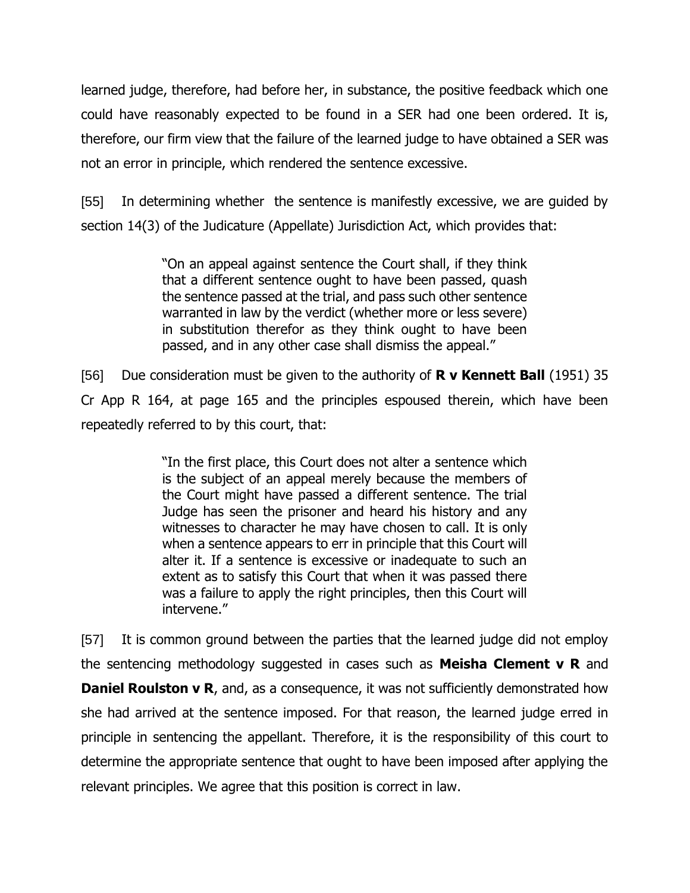learned judge, therefore, had before her, in substance, the positive feedback which one could have reasonably expected to be found in a SER had one been ordered. It is, therefore, our firm view that the failure of the learned judge to have obtained a SER was not an error in principle, which rendered the sentence excessive.

[55] In determining whether the sentence is manifestly excessive, we are guided by section 14(3) of the Judicature (Appellate) Jurisdiction Act, which provides that:

> "On an appeal against sentence the Court shall, if they think that a different sentence ought to have been passed, quash the sentence passed at the trial, and pass such other sentence warranted in law by the verdict (whether more or less severe) in substitution therefor as they think ought to have been passed, and in any other case shall dismiss the appeal."

[56] Due consideration must be given to the authority of **R v Kennett Ball** (1951) 35 Cr App R 164, at page 165 and the principles espoused therein, which have been repeatedly referred to by this court, that:

> "In the first place, this Court does not alter a sentence which is the subject of an appeal merely because the members of the Court might have passed a different sentence. The trial Judge has seen the prisoner and heard his history and any witnesses to character he may have chosen to call. It is only when a sentence appears to err in principle that this Court will alter it. If a sentence is excessive or inadequate to such an extent as to satisfy this Court that when it was passed there was a failure to apply the right principles, then this Court will intervene."

[57] It is common ground between the parties that the learned judge did not employ the sentencing methodology suggested in cases such as **Meisha Clement v R** and **Daniel Roulston v R**, and, as a consequence, it was not sufficiently demonstrated how she had arrived at the sentence imposed. For that reason, the learned judge erred in principle in sentencing the appellant. Therefore, it is the responsibility of this court to determine the appropriate sentence that ought to have been imposed after applying the relevant principles. We agree that this position is correct in law.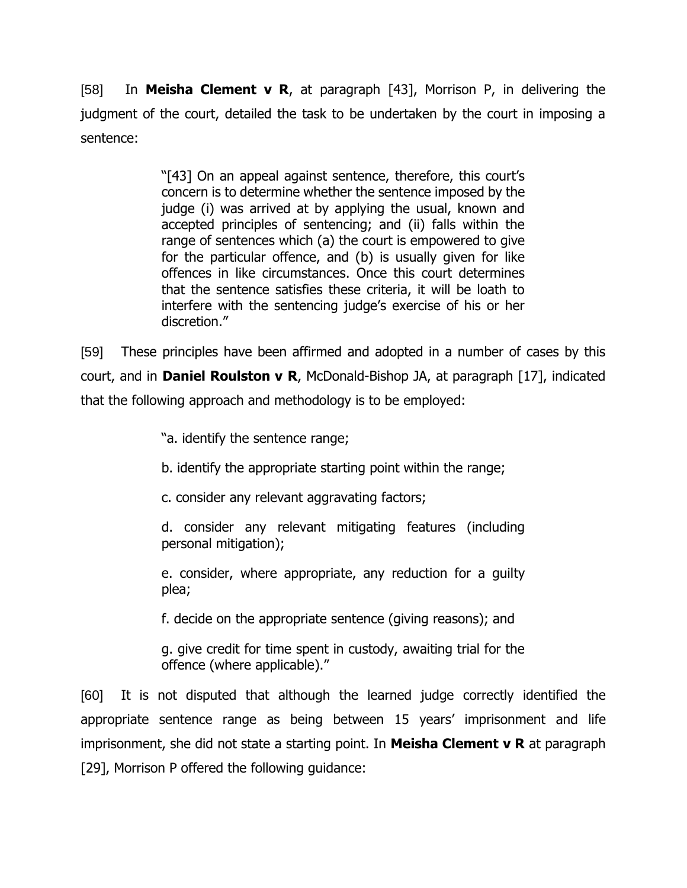[58] In **Meisha Clement v R**, at paragraph [43], Morrison P, in delivering the judgment of the court, detailed the task to be undertaken by the court in imposing a sentence:

> "[43] On an appeal against sentence, therefore, this court's concern is to determine whether the sentence imposed by the judge (i) was arrived at by applying the usual, known and accepted principles of sentencing; and (ii) falls within the range of sentences which (a) the court is empowered to give for the particular offence, and (b) is usually given for like offences in like circumstances. Once this court determines that the sentence satisfies these criteria, it will be loath to interfere with the sentencing judge's exercise of his or her discretion."

[59] These principles have been affirmed and adopted in a number of cases by this court, and in **Daniel Roulston v R**, McDonald-Bishop JA, at paragraph [17], indicated that the following approach and methodology is to be employed:

> "a. identify the sentence range;
>
> b. identify the appropriate starting point within the range;
>
> c. consider any relevant aggravating factors;
>
> d. consider any relevant mitigating features (including personal mitigation);
>
> e. consider, where appropriate, any reduction for a guilty plea;
>
> f. decide on the appropriate sentence (giving reasons); and
>
> g. give credit for time spent in custody, awaiting trial for the offence (where applicable)."

[60] It is not disputed that although the learned judge correctly identified the appropriate sentence range as being between 15 years' imprisonment and life imprisonment, she did not state a starting point. In **Meisha Clement v R** at paragraph [29], Morrison P offered the following guidance: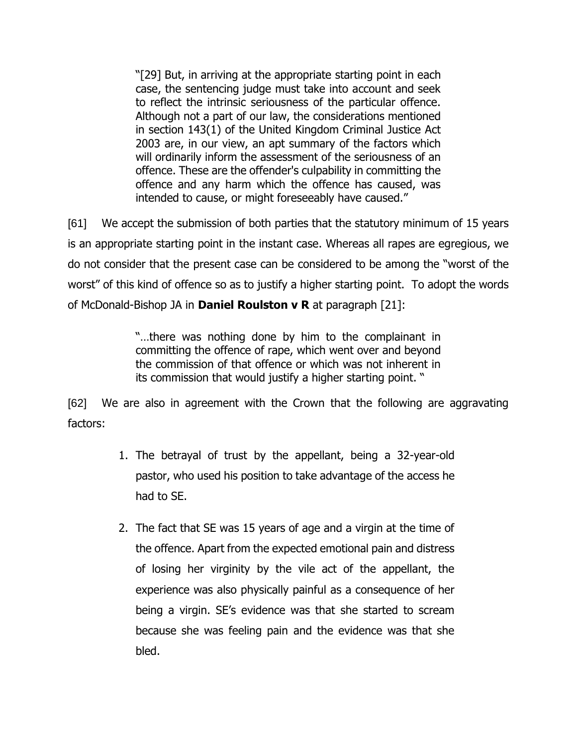> "[29] But, in arriving at the appropriate starting point in each case, the sentencing judge must take into account and seek to reflect the intrinsic seriousness of the particular offence. Although not a part of our law, the considerations mentioned in section 143(1) of the United Kingdom Criminal Justice Act 2003 are, in our view, an apt summary of the factors which will ordinarily inform the assessment of the seriousness of an offence. These are the offender's culpability in committing the offence and any harm which the offence has caused, was intended to cause, or might foreseeably have caused."

[61] We accept the submission of both parties that the statutory minimum of 15 years is an appropriate starting point in the instant case. Whereas all rapes are egregious, we do not consider that the present case can be considered to be among the "worst of the worst" of this kind of offence so as to justify a higher starting point. To adopt the words of McDonald-Bishop JA in **Daniel Roulston v R** at paragraph [21]:

> "…there was nothing done by him to the complainant in committing the offence of rape, which went over and beyond the commission of that offence or which was not inherent in its commission that would justify a higher starting point. "

[62] We are also in agreement with the Crown that the following are aggravating factors:

1. The betrayal of trust by the appellant, being a 32-year-old pastor, who used his position to take advantage of the access he had to SE.
2. The fact that SE was 15 years of age and a virgin at the time of the offence. Apart from the expected emotional pain and distress of losing her virginity by the vile act of the appellant, the experience was also physically painful as a consequence of her being a virgin. SE's evidence was that she started to scream because she was feeling pain and the evidence was that she bled.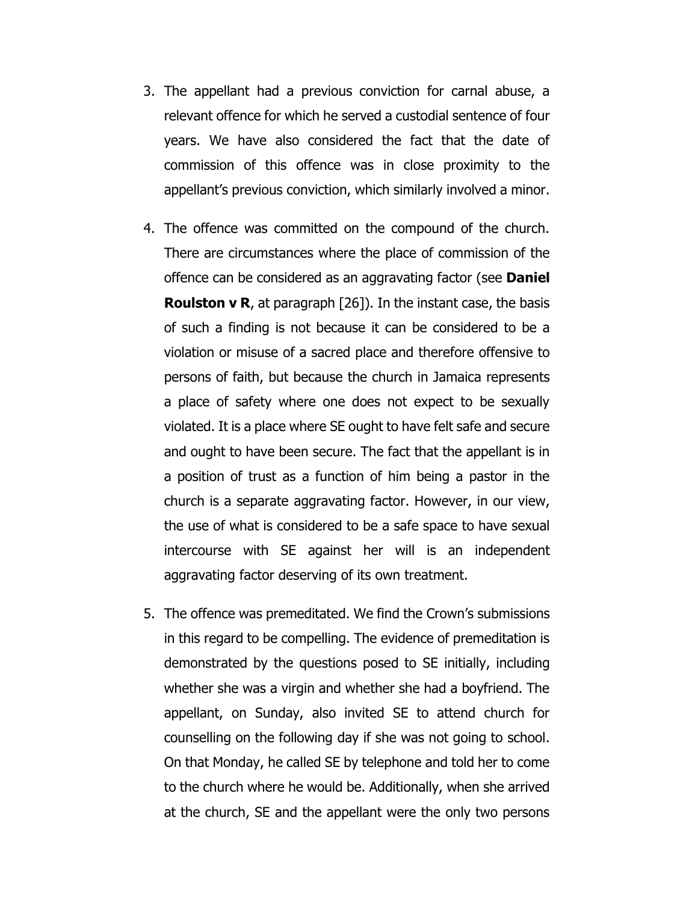3. The appellant had a previous conviction for carnal abuse, a relevant offence for which he served a custodial sentence of four years. We have also considered the fact that the date of commission of this offence was in close proximity to the appellant's previous conviction, which similarly involved a minor.

4. The offence was committed on the compound of the church. There are circumstances where the place of commission of the offence can be considered as an aggravating factor (see **Daniel Roulston v R**, at paragraph [26]). In the instant case, the basis of such a finding is not because it can be considered to be a violation or misuse of a sacred place and therefore offensive to persons of faith, but because the church in Jamaica represents a place of safety where one does not expect to be sexually violated. It is a place where SE ought to have felt safe and secure and ought to have been secure. The fact that the appellant is in a position of trust as a function of him being a pastor in the church is a separate aggravating factor. However, in our view, the use of what is considered to be a safe space to have sexual intercourse with SE against her will is an independent aggravating factor deserving of its own treatment.

5. The offence was premeditated. We find the Crown's submissions in this regard to be compelling. The evidence of premeditation is demonstrated by the questions posed to SE initially, including whether she was a virgin and whether she had a boyfriend. The appellant, on Sunday, also invited SE to attend church for counselling on the following day if she was not going to school. On that Monday, he called SE by telephone and told her to come to the church where he would be. Additionally, when she arrived at the church, SE and the appellant were the only two persons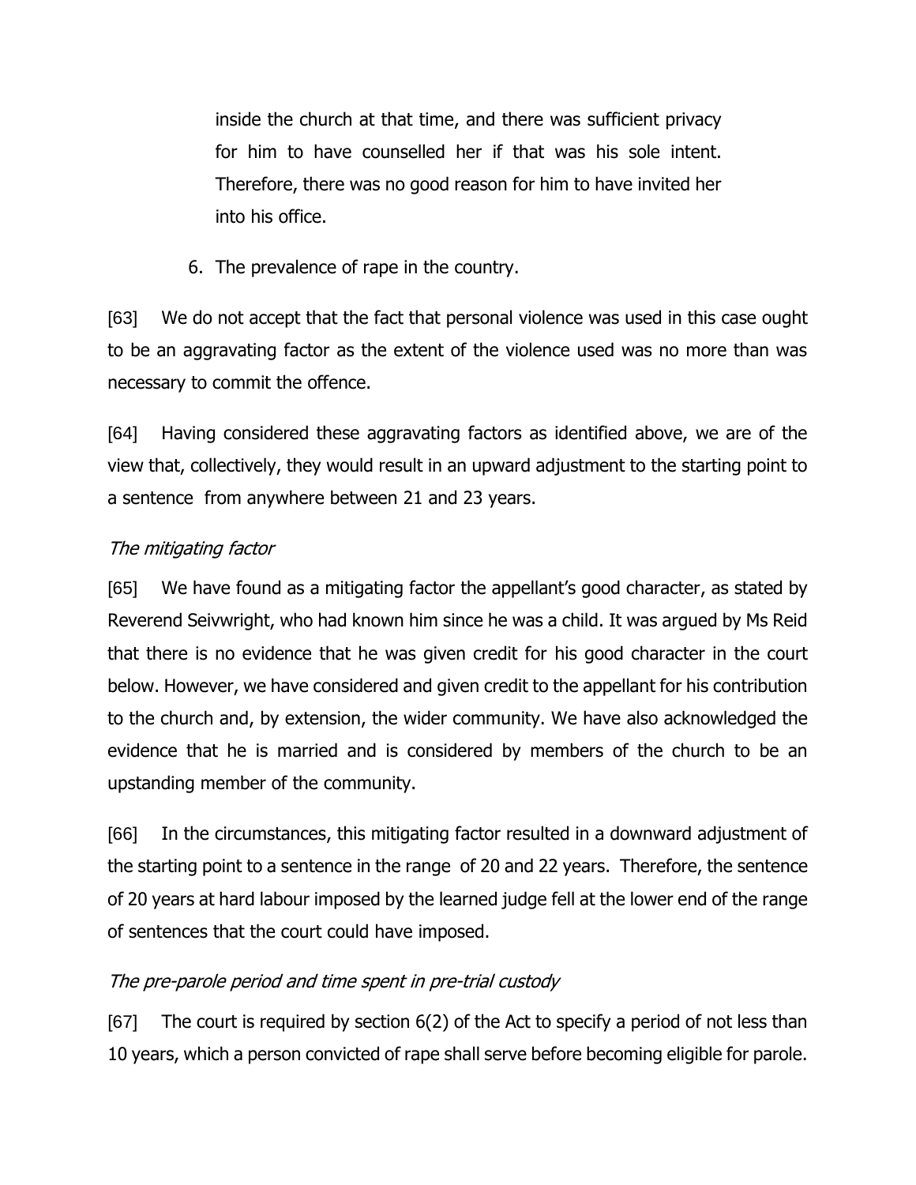inside the church at that time, and there was sufficient privacy for him to have counselled her if that was his sole intent. Therefore, there was no good reason for him to have invited her into his office.

6. The prevalence of rape in the country.

[63] We do not accept that the fact that personal violence was used in this case ought to be an aggravating factor as the extent of the violence used was no more than was necessary to commit the offence.

[64] Having considered these aggravating factors as identified above, we are of the view that, collectively, they would result in an upward adjustment to the starting point to a sentence from anywhere between 21 and 23 years.

*The mitigating factor*

[65] We have found as a mitigating factor the appellant's good character, as stated by Reverend Seivwright, who had known him since he was a child. It was argued by Ms Reid that there is no evidence that he was given credit for his good character in the court below. However, we have considered and given credit to the appellant for his contribution to the church and, by extension, the wider community. We have also acknowledged the evidence that he is married and is considered by members of the church to be an upstanding member of the community.

[66] In the circumstances, this mitigating factor resulted in a downward adjustment of the starting point to a sentence in the range of 20 and 22 years. Therefore, the sentence of 20 years at hard labour imposed by the learned judge fell at the lower end of the range of sentences that the court could have imposed.

*The pre-parole period and time spent in pre-trial custody*

[67] The court is required by section 6(2) of the Act to specify a period of not less than 10 years, which a person convicted of rape shall serve before becoming eligible for parole.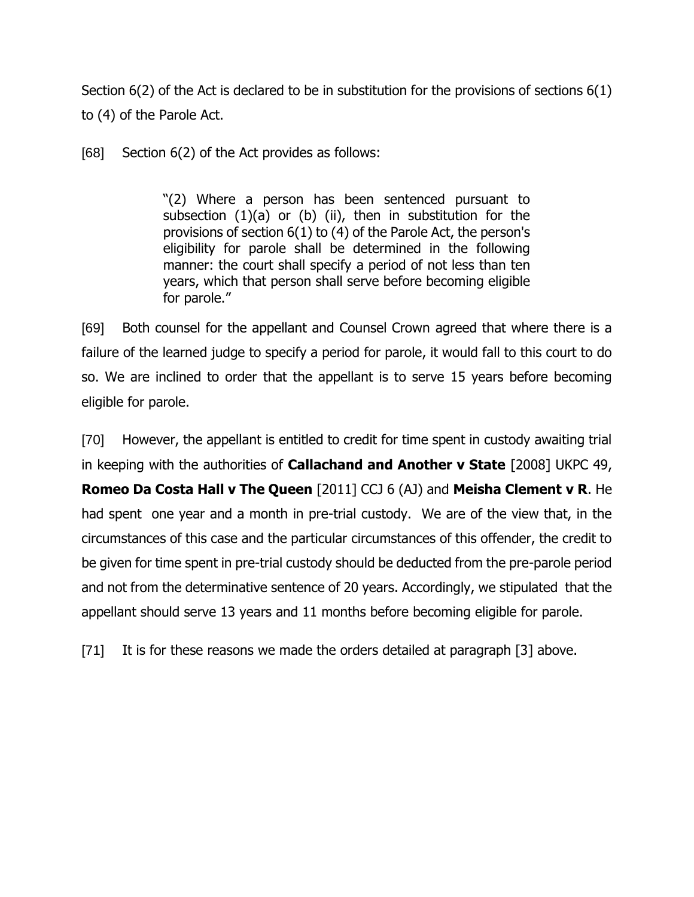Section 6(2) of the Act is declared to be in substitution for the provisions of sections 6(1) to (4) of the Parole Act.

[68] Section 6(2) of the Act provides as follows:

> "(2) Where a person has been sentenced pursuant to subsection (1)(a) or (b) (ii), then in substitution for the provisions of section 6(1) to (4) of the Parole Act, the person's eligibility for parole shall be determined in the following manner: the court shall specify a period of not less than ten years, which that person shall serve before becoming eligible for parole."

[69] Both counsel for the appellant and Counsel Crown agreed that where there is a failure of the learned judge to specify a period for parole, it would fall to this court to do so. We are inclined to order that the appellant is to serve 15 years before becoming eligible for parole.

[70] However, the appellant is entitled to credit for time spent in custody awaiting trial in keeping with the authorities of **Callachand and Another v State** [2008] UKPC 49, **Romeo Da Costa Hall v The Queen** [2011] CCJ 6 (AJ) and **Meisha Clement v R**. He had spent one year and a month in pre-trial custody. We are of the view that, in the circumstances of this case and the particular circumstances of this offender, the credit to be given for time spent in pre-trial custody should be deducted from the pre-parole period and not from the determinative sentence of 20 years. Accordingly, we stipulated that the appellant should serve 13 years and 11 months before becoming eligible for parole.

[71] It is for these reasons we made the orders detailed at paragraph [3] above.